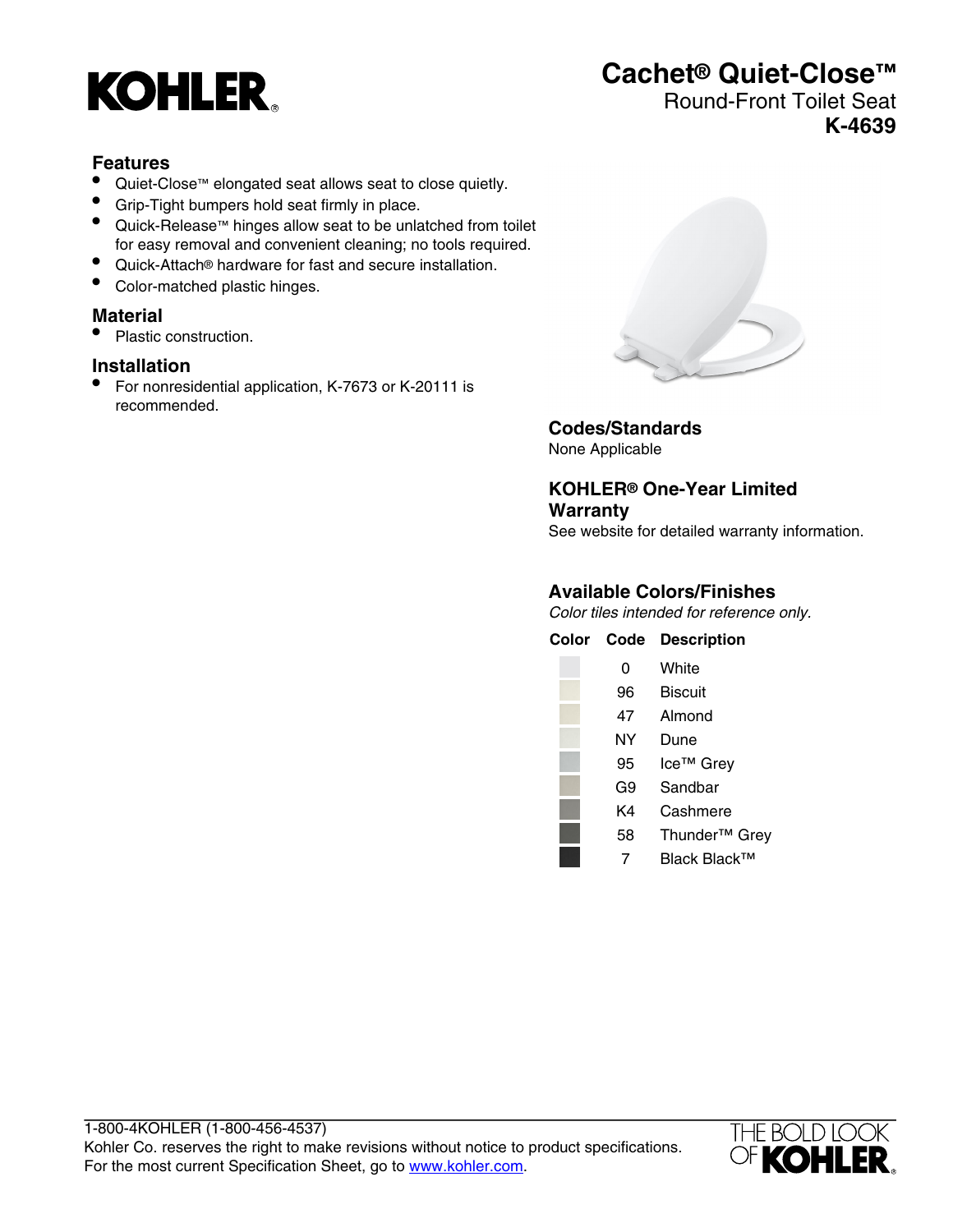KOHLER

# Cachet® Quiet-Close™

Round-Front Toilet Seat

**K-4639**

## Features

- Quiet-Close™ elongated seat allows seat to close quietly.
- Grip-Tight bumpers hold seat firmly in place.
- Quick-Release™ hinges allow seat to be unlatched from toilet for easy removal and convenient cleaning; no tools required.
- Quick-Attach® hardware for fast and secure installation.
- Color-matched plastic hinges.

## Material

- Plastic construction.

## Installation

- For nonresidential application, K-7673 or K-20111 is recommended.

## Codes/Standards

None Applicable

## KOHLER® One-Year Limited Warranty

See website for detailed warranty information.

## Available Colors/Finishes

*Color tiles intended for reference only.*

| Color | Code | Description |
|---|---|---|
| | 0 | White |
| | 96 | Biscuit |
| | 47 | Almond |
| | NY | Dune |
| | 95 | Ice™ Grey |
| | G9 | Sandbar |
| | K4 | Cashmere |
| | 58 | Thunder™ Grey |
| | 7 | Black Black™ |

1-800-4KOHLER (1-800-456-4537)
Kohler Co. reserves the right to make revisions without notice to product specifications.
For the most current Specification Sheet, go to www.kohler.com.

THE BOLD LOOK OF KOHLER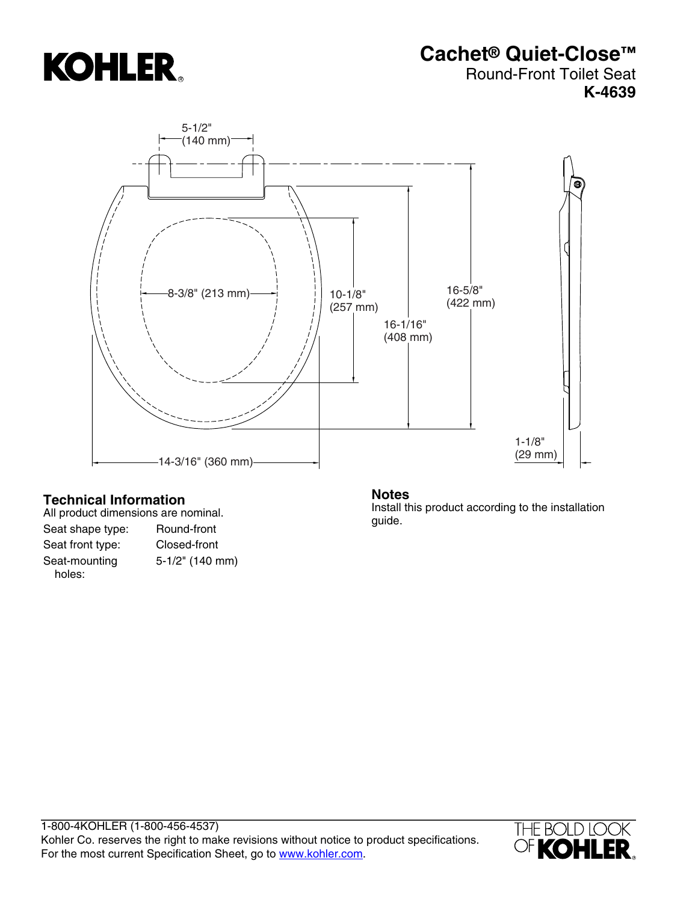# KOHLER

## Cachet® Quiet-Close™

Round-Front Toilet Seat

**K-4639**

5-1/2"
(140 mm)

8-3/8" (213 mm)

10-1/8"
(257 mm)

16-1/16"
(408 mm)

16-5/8"
(422 mm)

14-3/16" (360 mm)

1-1/8"
(29 mm)

### Technical Information

All product dimensions are nominal.

| | |
|---|---|
| Seat shape type: | Round-front |
| Seat front type: | Closed-front |
| Seat-mounting holes: | 5-1/2" (140 mm) |

### Notes

Install this product according to the installation guide.

1-800-4KOHLER (1-800-456-4537)
Kohler Co. reserves the right to make revisions without notice to product specifications.
For the most current Specification Sheet, go to www.kohler.com.

THE BOLD LOOK OF KOHLER.